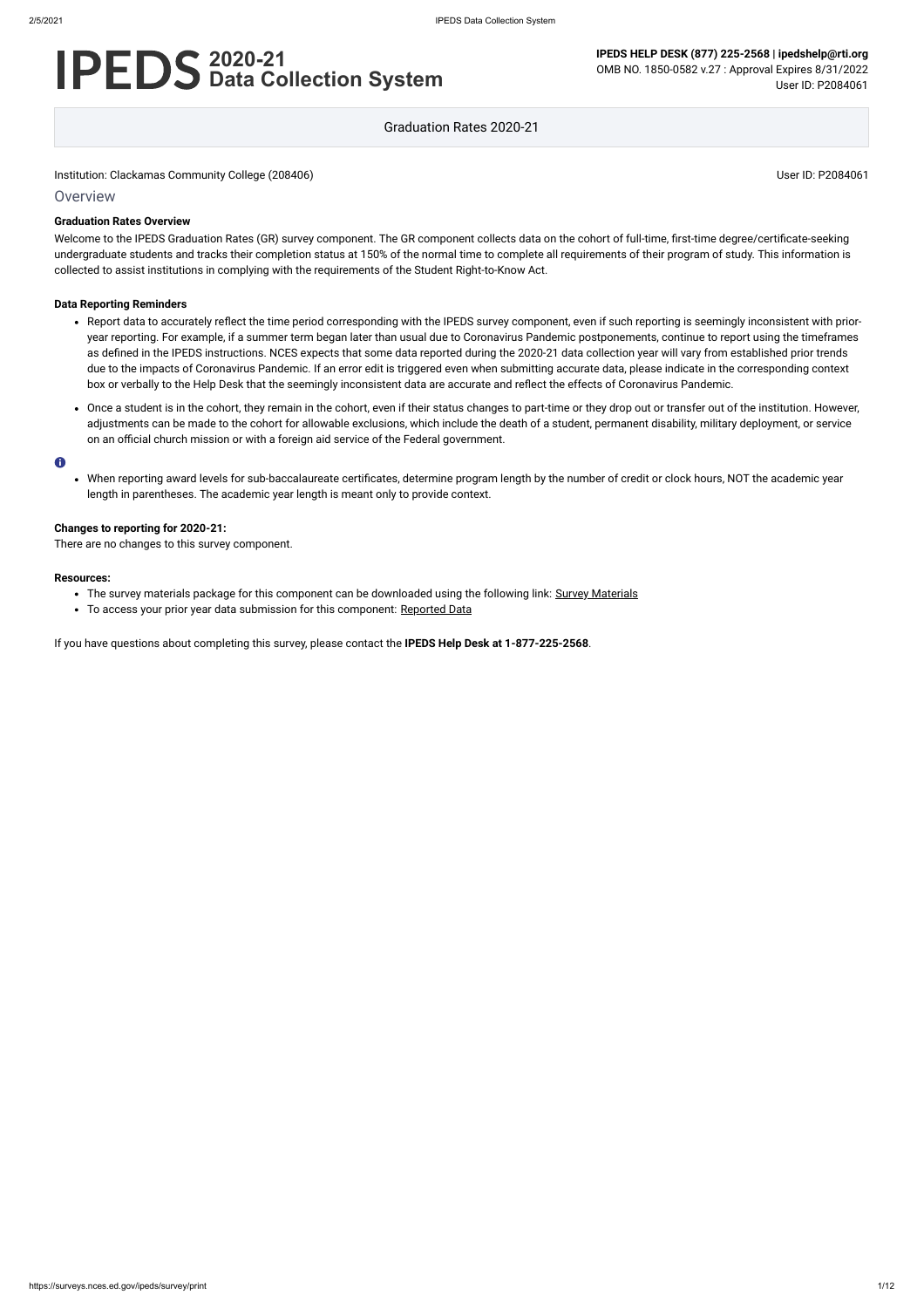# IPEDS 2020-21 Data Collection System

**IPEDS HELP DESK (877) 225-2568 | ipedshelp@rti.org**
OMB NO. 1850-0582 v.27 : Approval Expires 8/31/2022
User ID: P2084061

Graduation Rates 2020-21

Institution: Clackamas Community College (208406) User ID: P2084061

## Overview

**Graduation Rates Overview**

Welcome to the IPEDS Graduation Rates (GR) survey component. The GR component collects data on the cohort of full-time, first-time degree/certificate-seeking undergraduate students and tracks their completion status at 150% of the normal time to complete all requirements of their program of study. This information is collected to assist institutions in complying with the requirements of the Student Right-to-Know Act.

**Data Reporting Reminders**

- Report data to accurately reflect the time period corresponding with the IPEDS survey component, even if such reporting is seemingly inconsistent with prior-year reporting. For example, if a summer term began later than usual due to Coronavirus Pandemic postponements, continue to report using the timeframes as defined in the IPEDS instructions. NCES expects that some data reported during the 2020-21 data collection year will vary from established prior trends due to the impacts of Coronavirus Pandemic. If an error edit is triggered even when submitting accurate data, please indicate in the corresponding context box or verbally to the Help Desk that the seemingly inconsistent data are accurate and reflect the effects of Coronavirus Pandemic.
- Once a student is in the cohort, they remain in the cohort, even if their status changes to part-time or they drop out or transfer out of the institution. However, adjustments can be made to the cohort for allowable exclusions, which include the death of a student, permanent disability, military deployment, or service on an official church mission or with a foreign aid service of the Federal government.

- When reporting award levels for sub-baccalaureate certificates, determine program length by the number of credit or clock hours, NOT the academic year length in parentheses. The academic year length is meant only to provide context.

**Changes to reporting for 2020-21:**

There are no changes to this survey component.

**Resources:**

- The survey materials package for this component can be downloaded using the following link: Survey Materials
- To access your prior year data submission for this component: Reported Data

If you have questions about completing this survey, please contact the **IPEDS Help Desk at 1-877-225-2568**.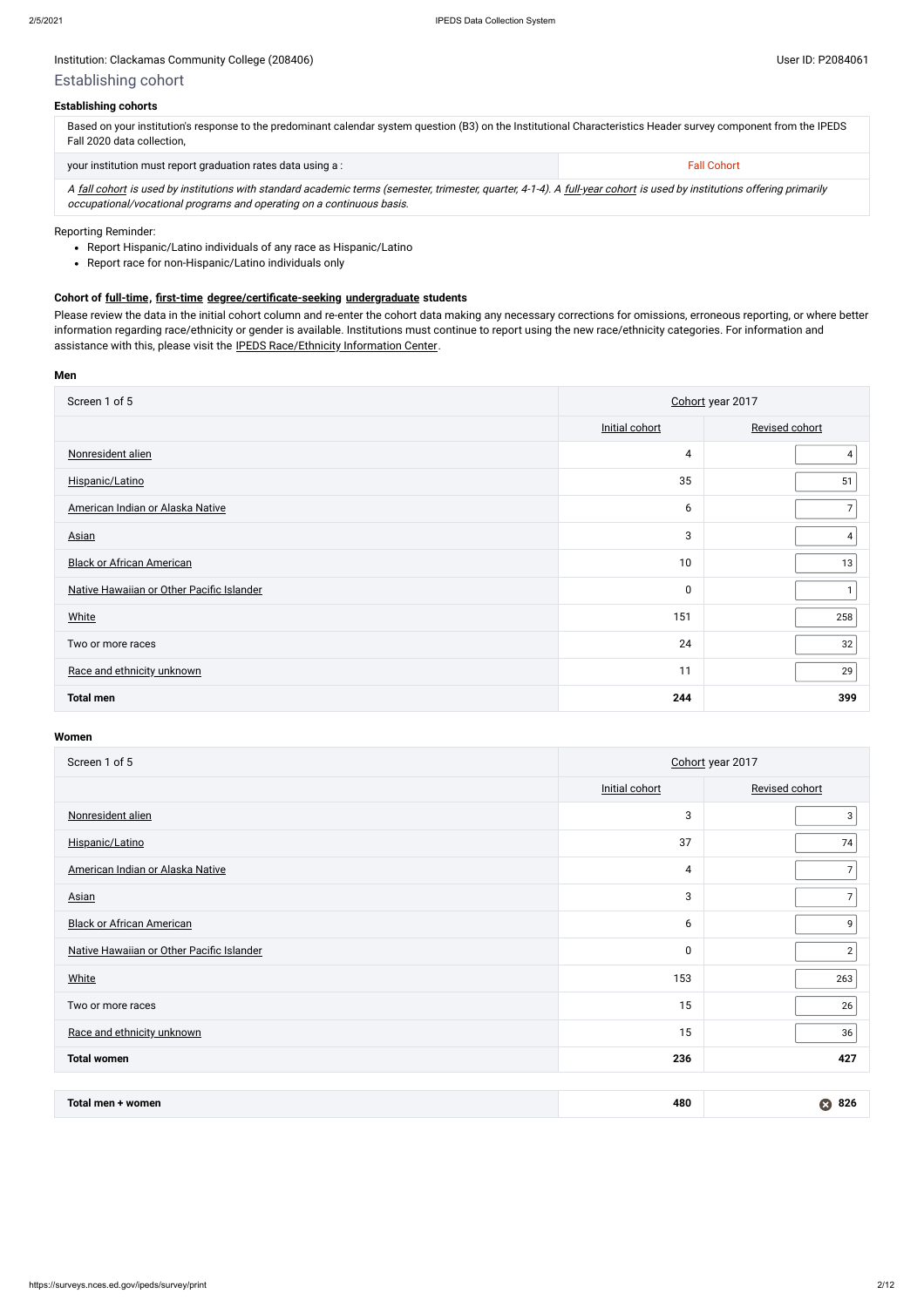Institution: Clackamas Community College (208406) User ID: P2084061

## Establishing cohort

### Establishing cohorts

| Based on your institution's response to the predominant calendar system question (B3) on the Institutional Characteristics Header survey component from the IPEDS Fall 2020 data collection, | |
|---|---|
| your institution must report graduation rates data using a : | Fall Cohort |

*A fall cohort is used by institutions with standard academic terms (semester, trimester, quarter, 4-1-4). A full-year cohort is used by institutions offering primarily occupational/vocational programs and operating on a continuous basis.*

Reporting Reminder:

- Report Hispanic/Latino individuals of any race as Hispanic/Latino
- Report race for non-Hispanic/Latino individuals only

### Cohort of full-time, first-time degree/certificate-seeking undergraduate students

Please review the data in the initial cohort column and re-enter the cohort data making any necessary corrections for omissions, erroneous reporting, or where better information regarding race/ethnicity or gender is available. Institutions must continue to report using the new race/ethnicity categories. For information and assistance with this, please visit the IPEDS Race/Ethnicity Information Center.

#### Men

| Screen 1 of 5 | Cohort year 2017 | |
|---|---|---|
| | Initial cohort | Revised cohort |
| Nonresident alien | 4 | 4 |
| Hispanic/Latino | 35 | 51 |
| American Indian or Alaska Native | 6 | 7 |
| Asian | 3 | 4 |
| Black or African American | 10 | 13 |
| Native Hawaiian or Other Pacific Islander | 0 | 1 |
| White | 151 | 258 |
| Two or more races | 24 | 32 |
| Race and ethnicity unknown | 11 | 29 |
| **Total men** | **244** | **399** |

#### Women

| Screen 1 of 5 | Cohort year 2017 | |
|---|---|---|
| | Initial cohort | Revised cohort |
| Nonresident alien | 3 | 3 |
| Hispanic/Latino | 37 | 74 |
| American Indian or Alaska Native | 4 | 7 |
| Asian | 3 | 7 |
| Black or African American | 6 | 9 |
| Native Hawaiian or Other Pacific Islander | 0 | 2 |
| White | 153 | 263 |
| Two or more races | 15 | 26 |
| Race and ethnicity unknown | 15 | 36 |
| **Total women** | **236** | **427** |

| **Total men + women** | **480** | **826** |
|---|---|---|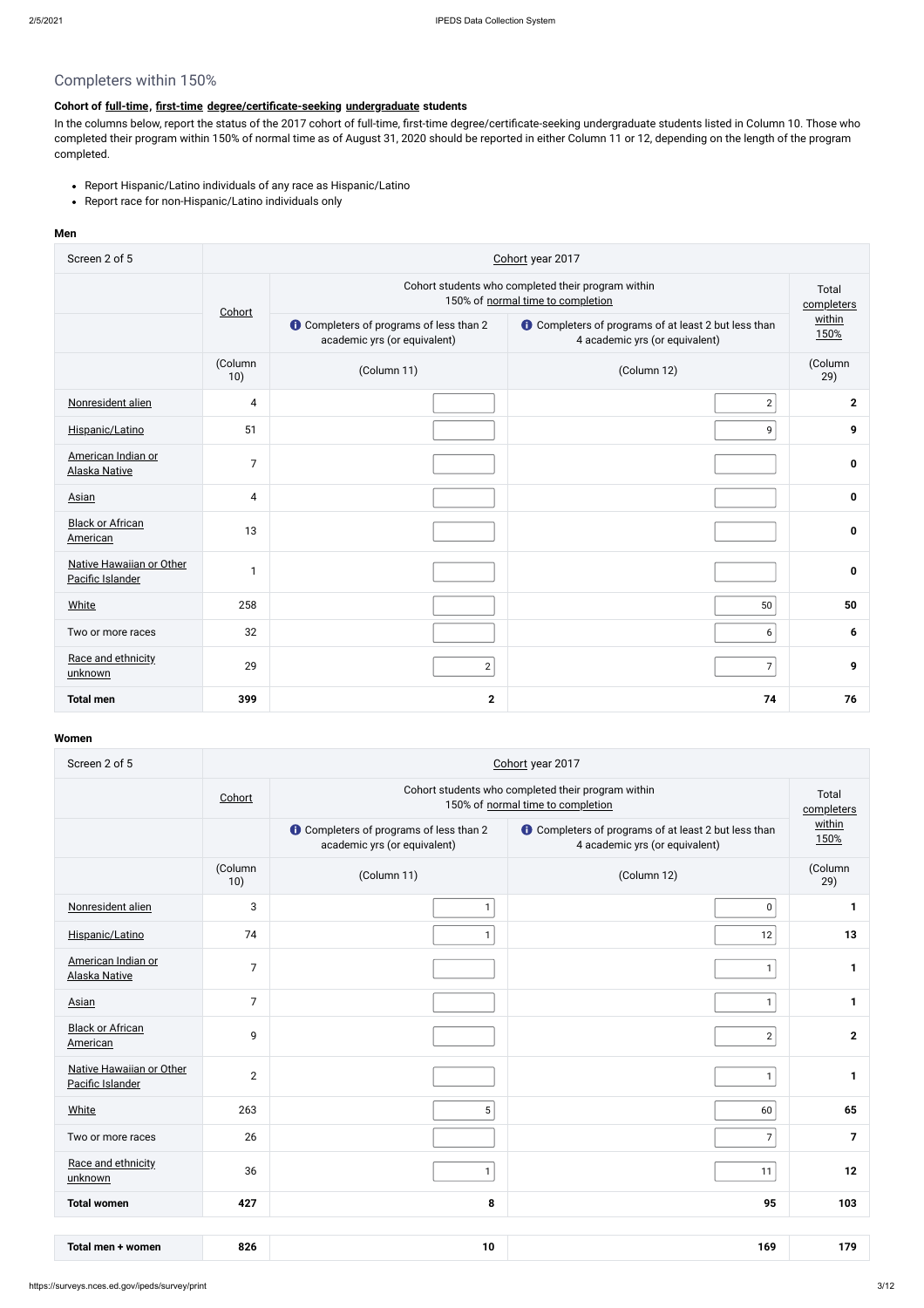## Completers within 150%

### Cohort of full-time, first-time degree/certificate-seeking undergraduate students

In the columns below, report the status of the 2017 cohort of full-time, first-time degree/certificate-seeking undergraduate students listed in Column 10. Those who completed their program within 150% of normal time as of August 31, 2020 should be reported in either Column 11 or 12, depending on the length of the program completed.

- Report Hispanic/Latino individuals of any race as Hispanic/Latino
- Report race for non-Hispanic/Latino individuals only

**Men**

| Screen 2 of 5 | Cohort year 2017 | | | |
|---|---|---|---|---|
| | Cohort | Cohort students who completed their program within 150% of normal time to completion | | Total completers within 150% |
| | | Completers of programs of less than 2 academic yrs (or equivalent) | Completers of programs of at least 2 but less than 4 academic yrs (or equivalent) | |
| | (Column 10) | (Column 11) | (Column 12) | (Column 29) |
| Nonresident alien | 4 | | 2 | 2 |
| Hispanic/Latino | 51 | | 9 | 9 |
| American Indian or Alaska Native | 7 | | | 0 |
| Asian | 4 | | | 0 |
| Black or African American | 13 | | | 0 |
| Native Hawaiian or Other Pacific Islander | 1 | | | 0 |
| White | 258 | | 50 | 50 |
| Two or more races | 32 | | 6 | 6 |
| Race and ethnicity unknown | 29 | 2 | 7 | 9 |
| **Total men** | **399** | **2** | **74** | **76** |

**Women**

| Screen 2 of 5 | Cohort year 2017 | | | |
|---|---|---|---|---|
| | Cohort | Cohort students who completed their program within 150% of normal time to completion | | Total completers within 150% |
| | | Completers of programs of less than 2 academic yrs (or equivalent) | Completers of programs of at least 2 but less than 4 academic yrs (or equivalent) | |
| | (Column 10) | (Column 11) | (Column 12) | (Column 29) |
| Nonresident alien | 3 | 1 | 0 | 1 |
| Hispanic/Latino | 74 | 1 | 12 | 13 |
| American Indian or Alaska Native | 7 | | 1 | 1 |
| Asian | 7 | | 1 | 1 |
| Black or African American | 9 | | 2 | 2 |
| Native Hawaiian or Other Pacific Islander | 2 | | 1 | 1 |
| White | 263 | 5 | 60 | 65 |
| Two or more races | 26 | | 7 | 7 |
| Race and ethnicity unknown | 36 | 1 | 11 | 12 |
| **Total women** | **427** | **8** | **95** | **103** |

| **Total men + women** | **826** | **10** | **169** | **179** |
|---|---|---|---|---|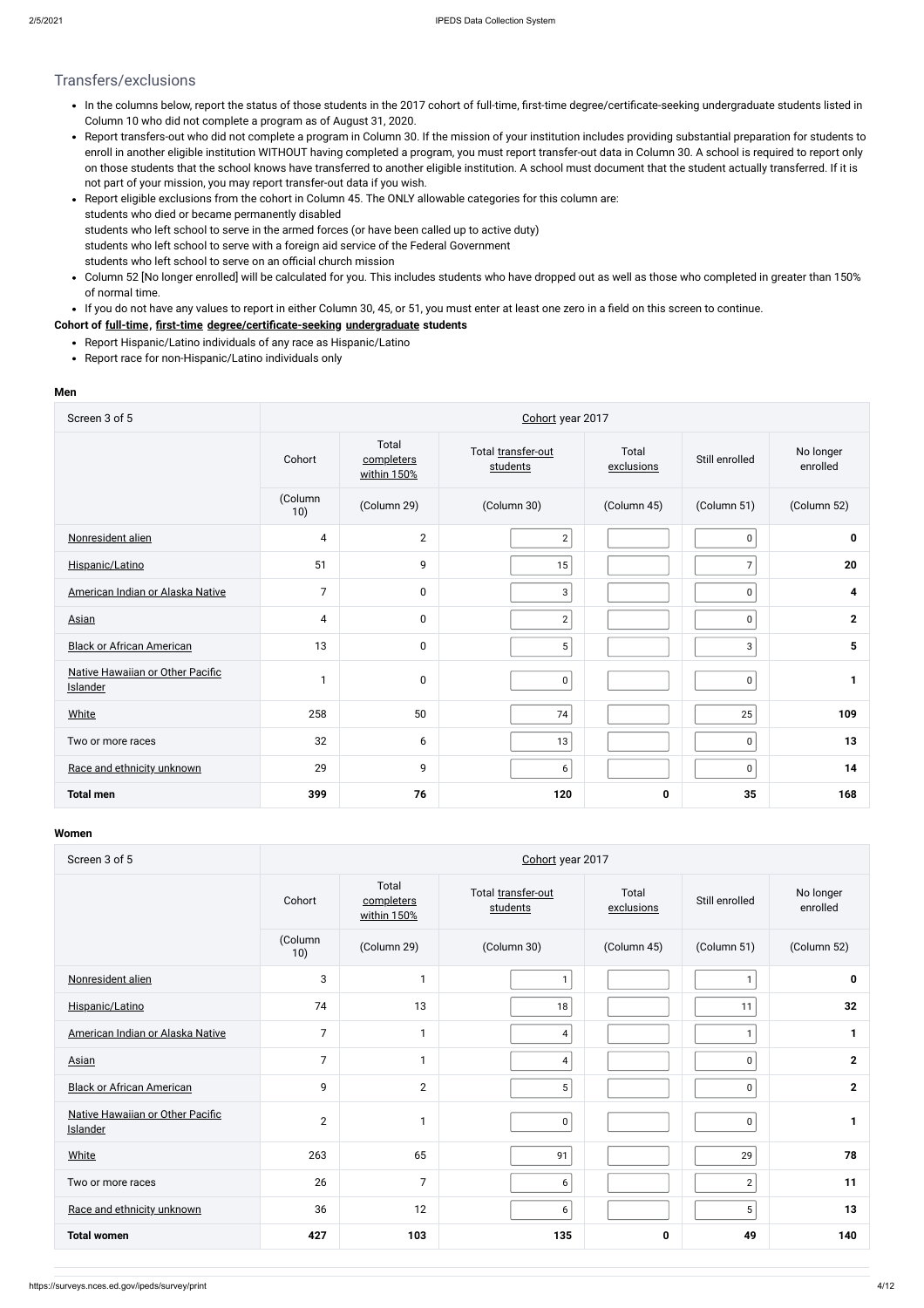# Transfers/exclusions

- In the columns below, report the status of those students in the 2017 cohort of full-time, first-time degree/certificate-seeking undergraduate students listed in Column 10 who did not complete a program as of August 31, 2020.
- Report transfers-out who did not complete a program in Column 30. If the mission of your institution includes providing substantial preparation for students to enroll in another eligible institution WITHOUT having completed a program, you must report transfer-out data in Column 30. A school is required to report only on those students that the school knows have transferred to another eligible institution. A school must document that the student actually transferred. If it is not part of your mission, you may report transfer-out data if you wish.
- Report eligible exclusions from the cohort in Column 45. The ONLY allowable categories for this column are:
  students who died or became permanently disabled
  students who left school to serve in the armed forces (or have been called up to active duty)
  students who left school to serve with a foreign aid service of the Federal Government
  students who left school to serve on an official church mission
- Column 52 [No longer enrolled] will be calculated for you. This includes students who have dropped out as well as those who completed in greater than 150% of normal time.
- If you do not have any values to report in either Column 30, 45, or 51, you must enter at least one zero in a field on this screen to continue.

**Cohort of full-time, first-time degree/certificate-seeking undergraduate students**

- Report Hispanic/Latino individuals of any race as Hispanic/Latino
- Report race for non-Hispanic/Latino individuals only

**Men**

| Screen 3 of 5 | Cohort year 2017 | | | | | |
|---|---|---|---|---|---|---|
| | Cohort | Total completers within 150% | Total transfer-out students | Total exclusions | Still enrolled | No longer enrolled |
| | (Column 10) | (Column 29) | (Column 30) | (Column 45) | (Column 51) | (Column 52) |
| Nonresident alien | 4 | 2 | 2 | | 0 | **0** |
| Hispanic/Latino | 51 | 9 | 15 | | 7 | **20** |
| American Indian or Alaska Native | 7 | 0 | 3 | | 0 | **4** |
| Asian | 4 | 0 | 2 | | 0 | **2** |
| Black or African American | 13 | 0 | 5 | | 3 | **5** |
| Native Hawaiian or Other Pacific Islander | 1 | 0 | 0 | | 0 | **1** |
| White | 258 | 50 | 74 | | 25 | **109** |
| Two or more races | 32 | 6 | 13 | | 0 | **13** |
| Race and ethnicity unknown | 29 | 9 | 6 | | 0 | **14** |
| **Total men** | **399** | **76** | **120** | **0** | **35** | **168** |

**Women**

| Screen 3 of 5 | Cohort year 2017 | | | | | |
|---|---|---|---|---|---|---|
| | Cohort | Total completers within 150% | Total transfer-out students | Total exclusions | Still enrolled | No longer enrolled |
| | (Column 10) | (Column 29) | (Column 30) | (Column 45) | (Column 51) | (Column 52) |
| Nonresident alien | 3 | 1 | 1 | | 1 | **0** |
| Hispanic/Latino | 74 | 13 | 18 | | 11 | **32** |
| American Indian or Alaska Native | 7 | 1 | 4 | | 1 | **1** |
| Asian | 7 | 1 | 4 | | 0 | **2** |
| Black or African American | 9 | 2 | 5 | | 0 | **2** |
| Native Hawaiian or Other Pacific Islander | 2 | 1 | 0 | | 0 | **1** |
| White | 263 | 65 | 91 | | 29 | **78** |
| Two or more races | 26 | 7 | 6 | | 2 | **11** |
| Race and ethnicity unknown | 36 | 12 | 6 | | 5 | **13** |
| **Total women** | **427** | **103** | **135** | **0** | **49** | **140** |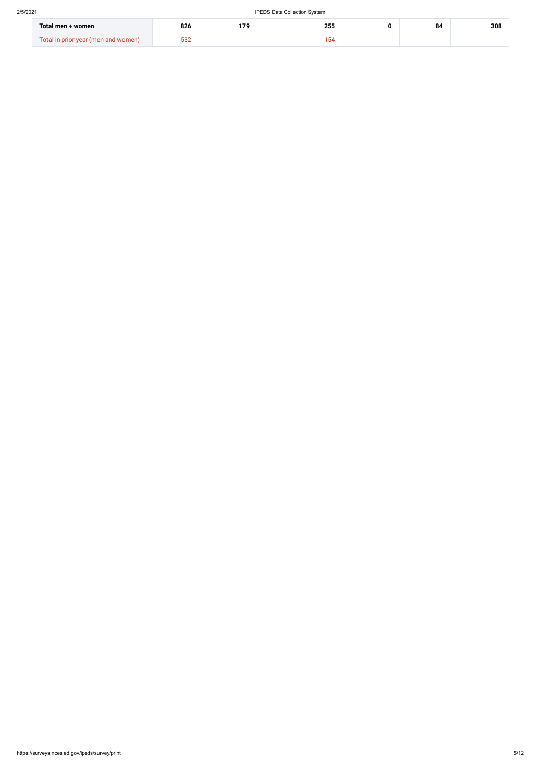| | | | | | | |
|---|---|---|---|---|---|---|
| **Total men + women** | **826** | **179** | **255** | **0** | **84** | **308** |
| Total in prior year (men and women) | 532 | | 154 | | | |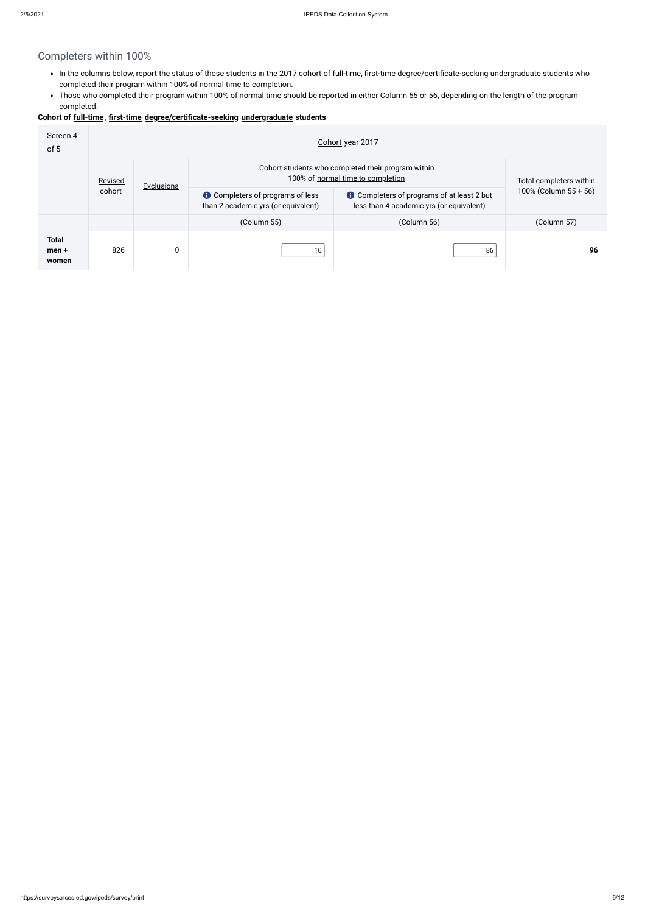## Completers within 100%

- In the columns below, report the status of those students in the 2017 cohort of full-time, first-time degree/certificate-seeking undergraduate students who completed their program within 100% of normal time to completion.
- Those who completed their program within 100% of normal time should be reported in either Column 55 or 56, depending on the length of the program completed.

**Cohort of full-time, first-time degree/certificate-seeking undergraduate students**

| Screen 4 of 5 | Cohort year 2017 | | | | |
|---|---|---|---|---|---|
| | Revised cohort | Exclusions | Cohort students who completed their program within 100% of normal time to completion | | Total completers within 100% (Column 55 + 56) |
| | | | Completers of programs of less than 2 academic yrs (or equivalent) | Completers of programs of at least 2 but less than 4 academic yrs (or equivalent) | |
| | | | (Column 55) | (Column 56) | (Column 57) |
| **Total men + women** | 826 | 0 | 10 | 86 | **96** |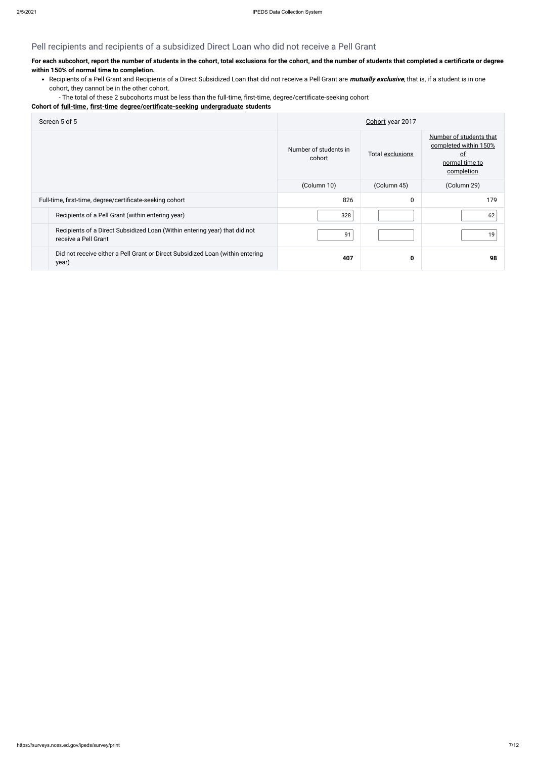## Pell recipients and recipients of a subsidized Direct Loan who did not receive a Pell Grant

**For each subcohort, report the number of students in the cohort, total exclusions for the cohort, and the number of students that completed a certificate or degree within 150% of normal time to completion.**

- Recipients of a Pell Grant and Recipients of a Direct Subsidized Loan that did not receive a Pell Grant are ***mutually exclusive***, that is, if a student is in one cohort, they cannot be in the other cohort.
  - The total of these 2 subcohorts must be less than the full-time, first-time, degree/certificate-seeking cohort

**Cohort of full-time, first-time degree/certificate-seeking undergraduate students**

| Screen 5 of 5 | Cohort year 2017 | | |
|---|---|---|---|
| | Number of students in cohort | Total exclusions | Number of students that completed within 150% of normal time to completion |
| | (Column 10) | (Column 45) | (Column 29) |
| Full-time, first-time, degree/certificate-seeking cohort | 826 | 0 | 179 |
| Recipients of a Pell Grant (within entering year) | 328 | | 62 |
| Recipients of a Direct Subsidized Loan (Within entering year) that did not receive a Pell Grant | 91 | | 19 |
| Did not receive either a Pell Grant or Direct Subsidized Loan (within entering year) | **407** | **0** | **98** |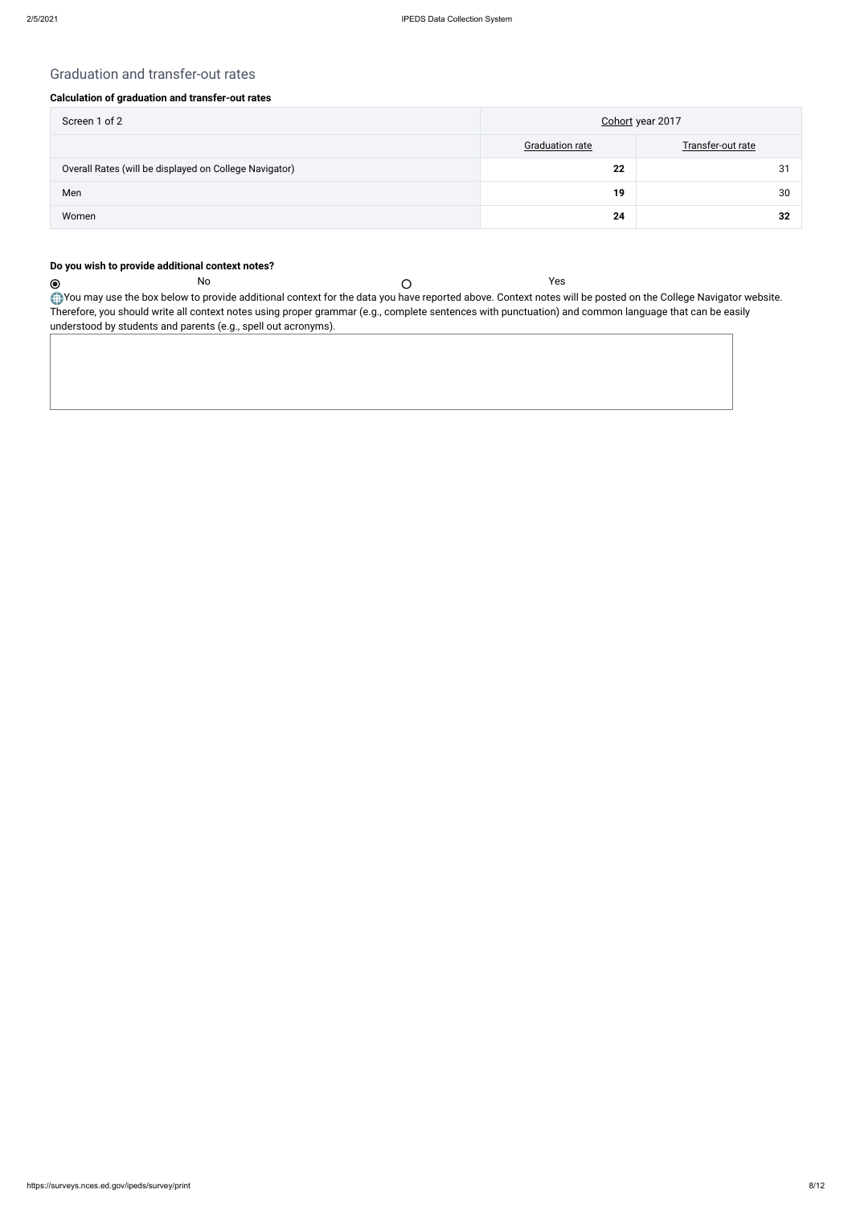## Graduation and transfer-out rates

### Calculation of graduation and transfer-out rates

| Screen 1 of 2 | Cohort year 2017 | |
|---|---|---|
| | Graduation rate | Transfer-out rate |
| Overall Rates (will be displayed on College Navigator) | **22** | 31 |
| Men | **19** | 30 |
| Women | **24** | **32** |

**Do you wish to provide additional context notes?**

◉ No ○ Yes

You may use the box below to provide additional context for the data you have reported above. Context notes will be posted on the College Navigator website. Therefore, you should write all context notes using proper grammar (e.g., complete sentences with punctuation) and common language that can be easily understood by students and parents (e.g., spell out acronyms).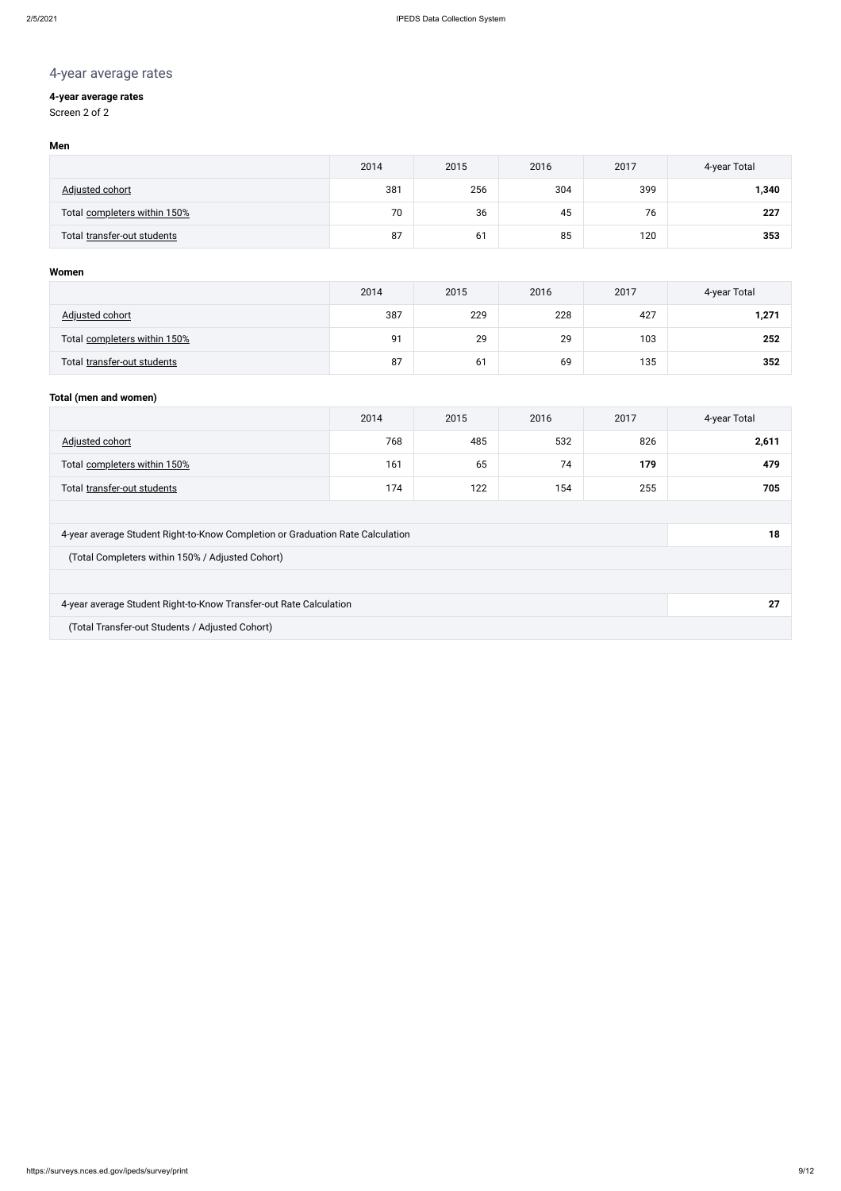# 4-year average rates

**4-year average rates**

Screen 2 of 2

**Men**

| | 2014 | 2015 | 2016 | 2017 | 4-year Total |
|---|---|---|---|---|---|
| Adjusted cohort | 381 | 256 | 304 | 399 | **1,340** |
| Total completers within 150% | 70 | 36 | 45 | 76 | **227** |
| Total transfer-out students | 87 | 61 | 85 | 120 | **353** |

**Women**

| | 2014 | 2015 | 2016 | 2017 | 4-year Total |
|---|---|---|---|---|---|
| Adjusted cohort | 387 | 229 | 228 | 427 | **1,271** |
| Total completers within 150% | 91 | 29 | 29 | 103 | **252** |
| Total transfer-out students | 87 | 61 | 69 | 135 | **352** |

**Total (men and women)**

| | 2014 | 2015 | 2016 | 2017 | 4-year Total |
|---|---|---|---|---|---|
| Adjusted cohort | 768 | 485 | 532 | 826 | **2,611** |
| Total completers within 150% | 161 | 65 | 74 | **179** | **479** |
| Total transfer-out students | 174 | 122 | 154 | 255 | **705** |

| | |
|---|---|
| 4-year average Student Right-to-Know Completion or Graduation Rate Calculation | **18** |
| (Total Completers within 150% / Adjusted Cohort) | |
| 4-year average Student Right-to-Know Transfer-out Rate Calculation | **27** |
| (Total Transfer-out Students / Adjusted Cohort) | |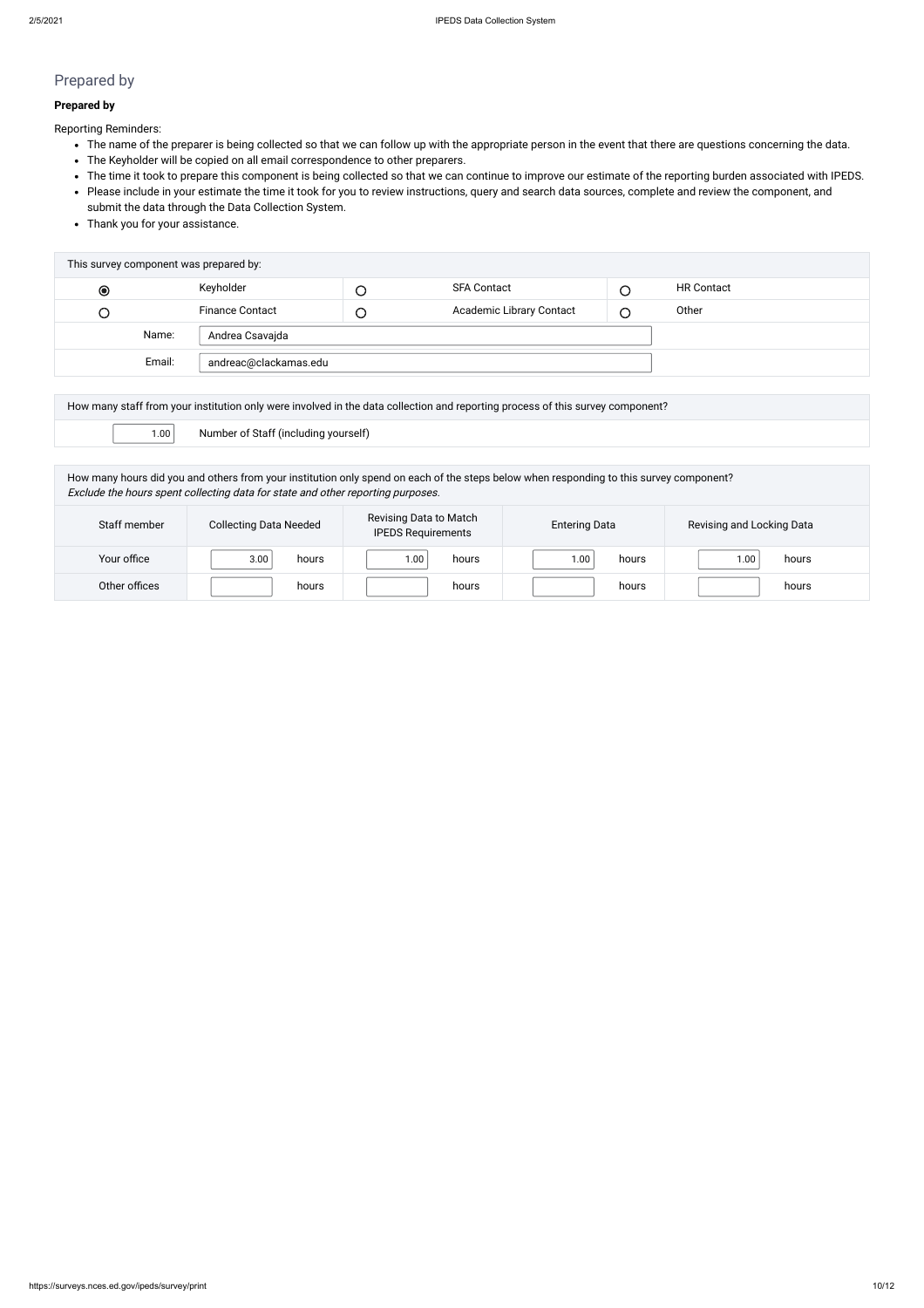# Prepared by

**Prepared by**

Reporting Reminders:

- The name of the preparer is being collected so that we can follow up with the appropriate person in the event that there are questions concerning the data.
- The Keyholder will be copied on all email correspondence to other preparers.
- The time it took to prepare this component is being collected so that we can continue to improve our estimate of the reporting burden associated with IPEDS.
- Please include in your estimate the time it took for you to review instructions, query and search data sources, complete and review the component, and submit the data through the Data Collection System.
- Thank you for your assistance.

| This survey component was prepared by: | | | | | |
|---|---|---|---|---|---|
| ◉ | Keyholder | ○ | SFA Contact | ○ | HR Contact |
| ○ | Finance Contact | ○ | Academic Library Contact | ○ | Other |
| Name: | Andrea Csavajda | | | | |
| Email: | andreac@clackamas.edu | | | | |

| How many staff from your institution only were involved in the data collection and reporting process of this survey component? | |
|---|---|
| 1.00 | Number of Staff (including yourself) |

How many hours did you and others from your institution only spend on each of the steps below when responding to this survey component?
*Exclude the hours spent collecting data for state and other reporting purposes.*

| Staff member | Collecting Data Needed | Revising Data to Match IPEDS Requirements | Entering Data | Revising and Locking Data |
|---|---|---|---|---|
| Your office | 3.00 hours | 1.00 hours | 1.00 hours | 1.00 hours |
| Other offices | hours | hours | hours | hours |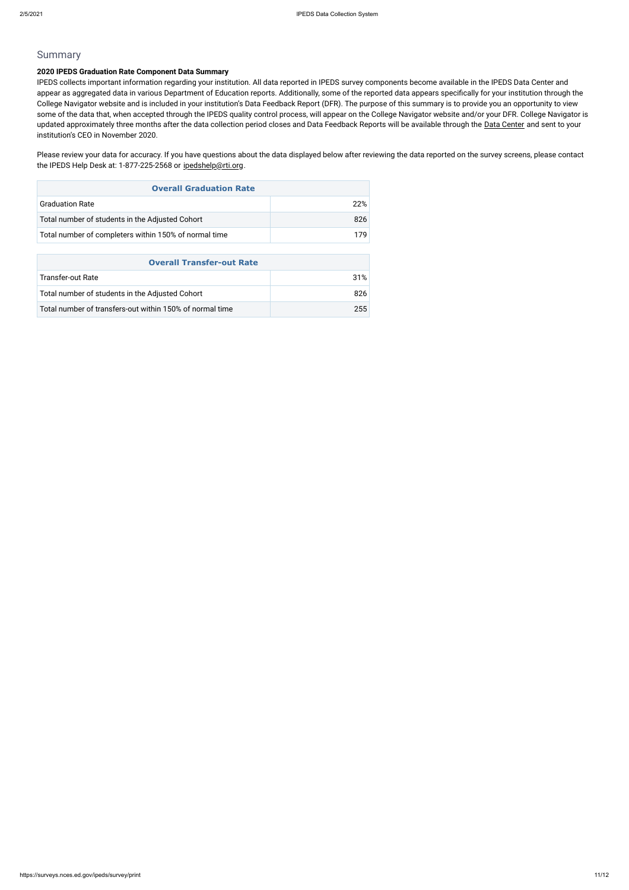# Summary

**2020 IPEDS Graduation Rate Component Data Summary**

IPEDS collects important information regarding your institution. All data reported in IPEDS survey components become available in the IPEDS Data Center and appear as aggregated data in various Department of Education reports. Additionally, some of the reported data appears specifically for your institution through the College Navigator website and is included in your institution's Data Feedback Report (DFR). The purpose of this summary is to provide you an opportunity to view some of the data that, when accepted through the IPEDS quality control process, will appear on the College Navigator website and/or your DFR. College Navigator is updated approximately three months after the data collection period closes and Data Feedback Reports will be available through the Data Center and sent to your institution's CEO in November 2020.

Please review your data for accuracy. If you have questions about the data displayed below after reviewing the data reported on the survey screens, please contact the IPEDS Help Desk at: 1-877-225-2568 or ipedshelp@rti.org.

| Overall Graduation Rate | |
|---|---|
| Graduation Rate | 22% |
| Total number of students in the Adjusted Cohort | 826 |
| Total number of completers within 150% of normal time | 179 |

| Overall Transfer-out Rate | |
|---|---|
| Transfer-out Rate | 31% |
| Total number of students in the Adjusted Cohort | 826 |
| Total number of transfers-out within 150% of normal time | 255 |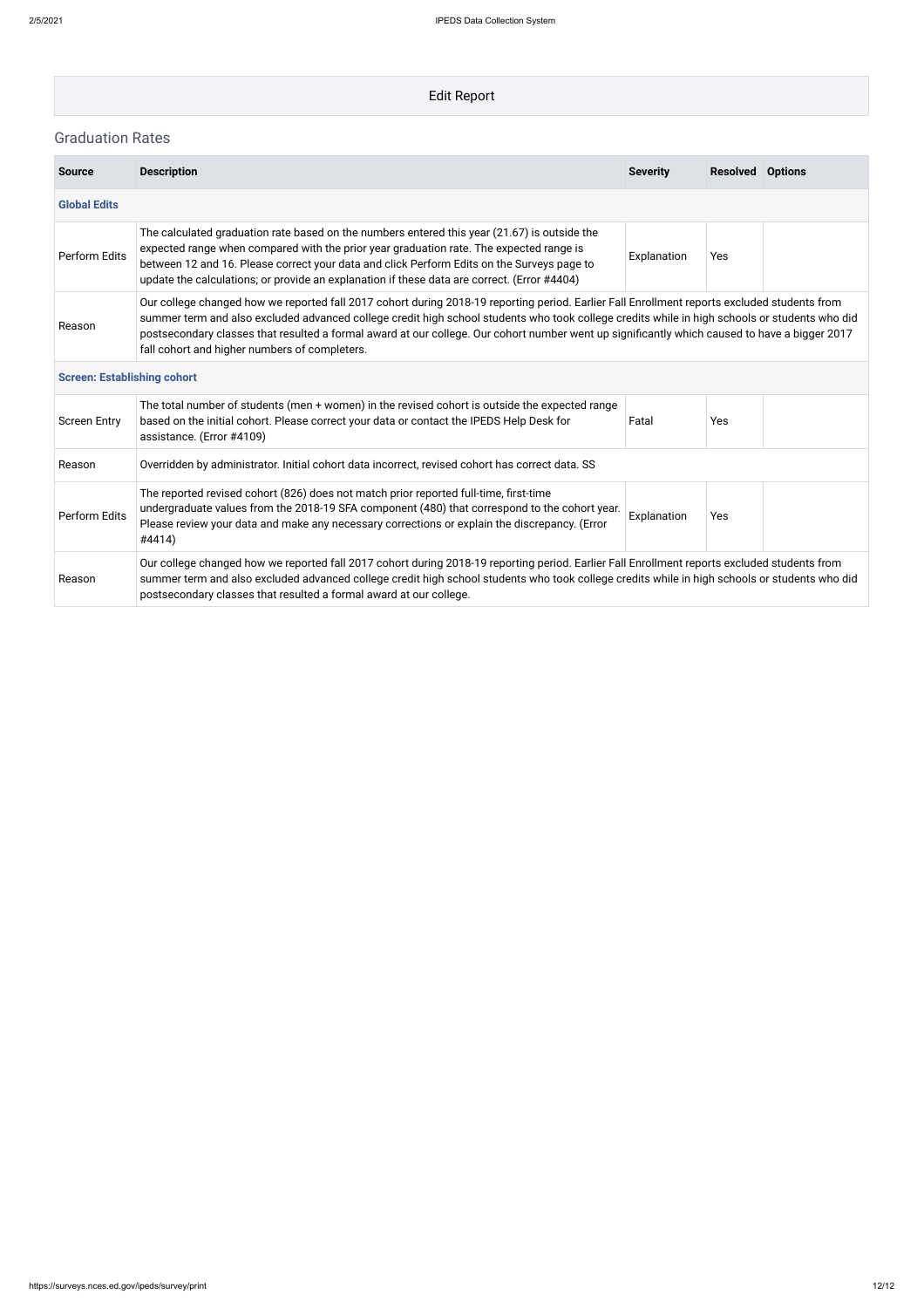# Edit Report

## Graduation Rates

| Source | Description | Severity | Resolved | Options |
|---|---|---|---|---|
| **Global Edits** | | | | |
| Perform Edits | The calculated graduation rate based on the numbers entered this year (21.67) is outside the expected range when compared with the prior year graduation rate. The expected range is between 12 and 16. Please correct your data and click Perform Edits on the Surveys page to update the calculations; or provide an explanation if these data are correct. (Error #4404) | Explanation | Yes | |
| Reason | Our college changed how we reported fall 2017 cohort during 2018-19 reporting period. Earlier Fall Enrollment reports excluded students from summer term and also excluded advanced college credit high school students who took college credits while in high schools or students who did postsecondary classes that resulted a formal award at our college. Our cohort number went up significantly which caused to have a bigger 2017 fall cohort and higher numbers of completers. | | | |
| **Screen: Establishing cohort** | | | | |
| Screen Entry | The total number of students (men + women) in the revised cohort is outside the expected range based on the initial cohort. Please correct your data or contact the IPEDS Help Desk for assistance. (Error #4109) | Fatal | Yes | |
| Reason | Overridden by administrator. Initial cohort data incorrect, revised cohort has correct data. SS | | | |
| Perform Edits | The reported revised cohort (826) does not match prior reported full-time, first-time undergraduate values from the 2018-19 SFA component (480) that correspond to the cohort year. Please review your data and make any necessary corrections or explain the discrepancy. (Error #4414) | Explanation | Yes | |
| Reason | Our college changed how we reported fall 2017 cohort during 2018-19 reporting period. Earlier Fall Enrollment reports excluded students from summer term and also excluded advanced college credit high school students who took college credits while in high schools or students who did postsecondary classes that resulted a formal award at our college. | | | |